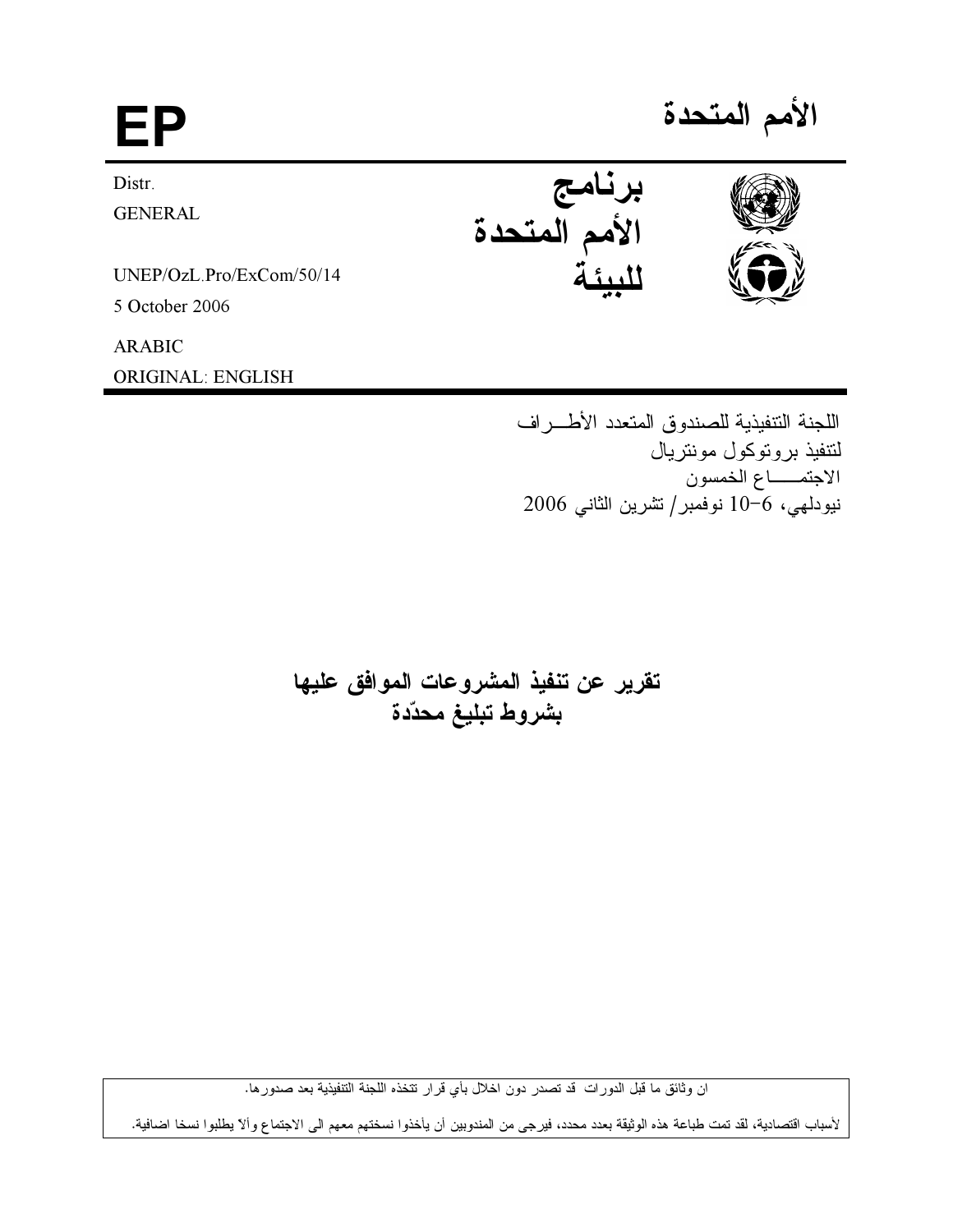# الأمم المتحدة

# EP

**برنامج الأمم المتحدة للبيئة**

Distr.
GENERAL

UNEP/OzL.Pro/ExCom/50/14
5 October 2006

ARABIC
ORIGINAL: ENGLISH

اللجنة التنفيذية للصندوق المتعدد الأطــراف
لتنفيذ بروتوكول مونتريال
الاجتمـــاع الخمسون
نيودلهي، 6-10 نوفمبر/ تشرين الثاني 2006

## تقرير عن تنفيذ المشروعات الموافق عليها بشروط تبليغ محدّدة

ان وثائق ما قبل الدورات قد تصدر دون اخلال بأي قرار تتخذه اللجنة التنفيذية بعد صدورها.

لأسباب اقتصادية، لقد تمت طباعة هذه الوثيقة بعدد محدد، فيرجى من المندوبين أن يأخذوا نسختهم معهم الى الاجتماع وألا يطلبوا نسخا اضافية.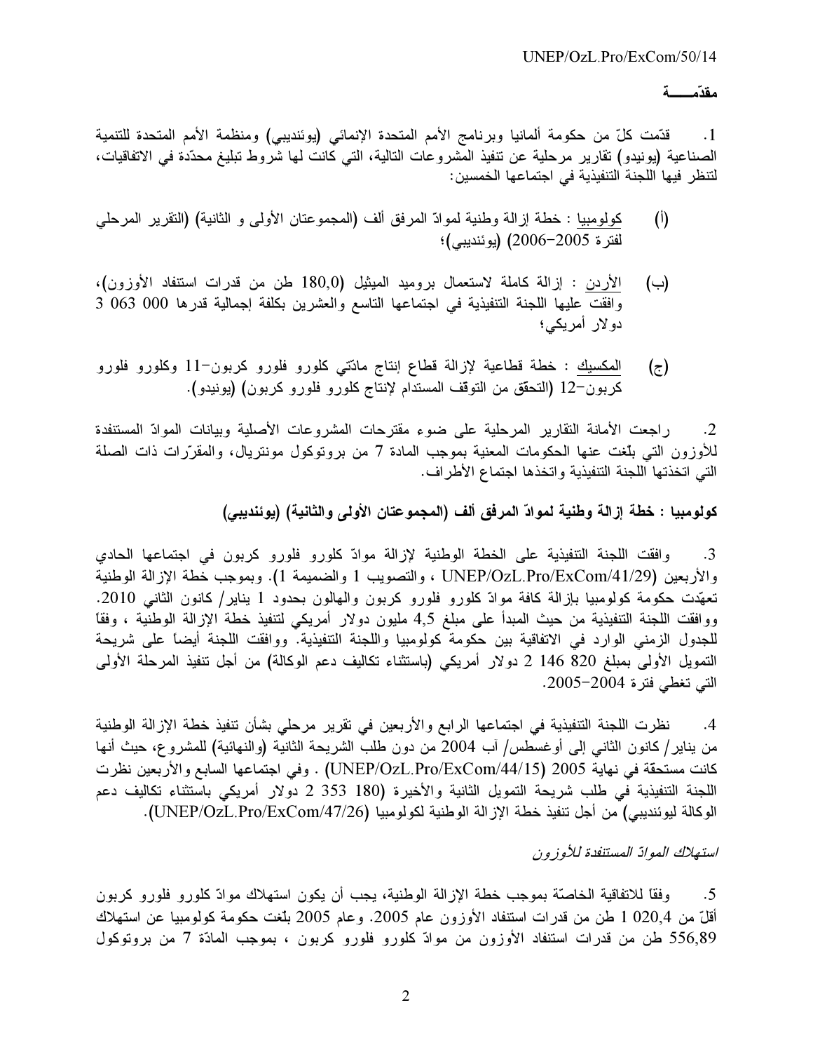**مقدّمـــــة**

1. قدّمت كلّ من حكومة ألمانيا وبرنامج الأمم المتحدة الإنمائي (يوئنديبي) ومنظمة الأمم المتحدة للتنمية الصناعية (يونيدو) تقارير مرحلية عن تنفيذ المشروعات التالية، التي كانت لها شروط تبليغ محدّدة في الاتفاقيات، لتنظر فيها اللجنة التنفيذية في اجتماعها الخمسين:

(أ) كولومبيا : خطة إزالة وطنية لموادّ المرفق ألف (المجموعتان الأولى و الثانية) (التقرير المرحلي لفترة 2005–2006) (يوئنديبي)؛

(ب) الأردن : إزالة كاملة لاستعمال بروميد الميثيل (180,0 طن من قدرات استنفاد الأوزون)، وافقت عليها اللجنة التنفيذية في اجتماعها التاسع والعشرين بكلفة إجمالية قدرها 000 063 3 دولار أمريكي؛

(ج) المكسيك : خطة قطاعية لإزالة قطاع إنتاج مادّتي كلورو فلورو كربون-11 وكلورو فلورو كربون-12 (التحقق من التوقف المستدام لإنتاج كلورو فلورو كربون) (يونيدو).

2. راجعت الأمانة التقارير المرحلية على ضوء مقترحات المشروعات الأصلية وبيانات الموادّ المستنفدة للأوزون التي بلّغت عنها الحكومات المعنية بموجب المادة 7 من بروتوكول مونتريال، والمقرّرات ذات الصلة التي اتخذتها اللجنة التنفيذية واتخذها اجتماع الأطراف.

**كولومبيا : خطة إزالة وطنية لموادّ المرفق ألف (المجموعتان الأولى والثانية) (يوئنديبي)**

3. وافقت اللجنة التنفيذية على الخطة الوطنية لإزالة موادّ كلورو فلورو كربون في اجتماعها الحادي والأربعين (UNEP/OzL.Pro/ExCom/41/29 ، والتصويب 1 والضميمة 1). وبموجب خطة الإزالة الوطنية تعهّدت حكومة كولومبيا بازالة كافة موادّ كلورو فلورو كربون والهالون بحدود 1 يناير/ كانون الثاني 2010. ووافقت اللجنة التنفيذية من حيث المبدأ على مبلغ 4,5 مليون دولار أمريكي لتنفيذ خطة الإزالة الوطنية ، وفقاً للجدول الزمني الوارد في الاتفاقية بين حكومة كولومبيا واللجنة التنفيذية. ووافقت اللجنة أيضاً على شريحة التمويل الأولى بمبلغ 820 146 2 دولار أمريكي (باستثناء تكاليف دعم الوكالة) من أجل تنفيذ المرحلة الأولى التي تغطي فترة 2004–2005.

4. نظرت اللجنة التنفيذية في اجتماعها الرابع والأربعين في تقرير مرحلي بشأن تنفيذ خطة الإزالة الوطنية من يناير/ كانون الثاني إلى أوغسطس/ آب 2004 من دون طلب الشريحة الثانية (والنهائية) للمشروع، حيث أنها كانت مستحقة في نهاية 2005 (UNEP/OzL.Pro/ExCom/44/15) . وفي اجتماعها السابع والأربعين نظرت اللجنة التنفيذية في طلب شريحة التمويل الثانية والأخيرة (180 353 2 دولار أمريكي باستثناء تكاليف دعم الوكالة ليوئنديبي) من أجل تنفيذ خطة الإزالة الوطنية لكولومبيا (UNEP/OzL.Pro/ExCom/47/26).

*استهلاك الموادّ المستنفدة للأوزون*

5. وفقاً للاتفاقية الخاصّة بموجب خطة الإزالة الوطنية، يجب أن يكون استهلاك موادّ كلورو فلورو كربون أقلّ من 020,4 1 طن من قدرات استنفاد الأوزون عام 2005. وعام 2005 بلّغت حكومة كولومبيا عن استهلاك 556,89 طن من قدرات استنفاد الأوزون من موادّ كلورو فلورو كربون ، بموجب المادّة 7 من بروتوكول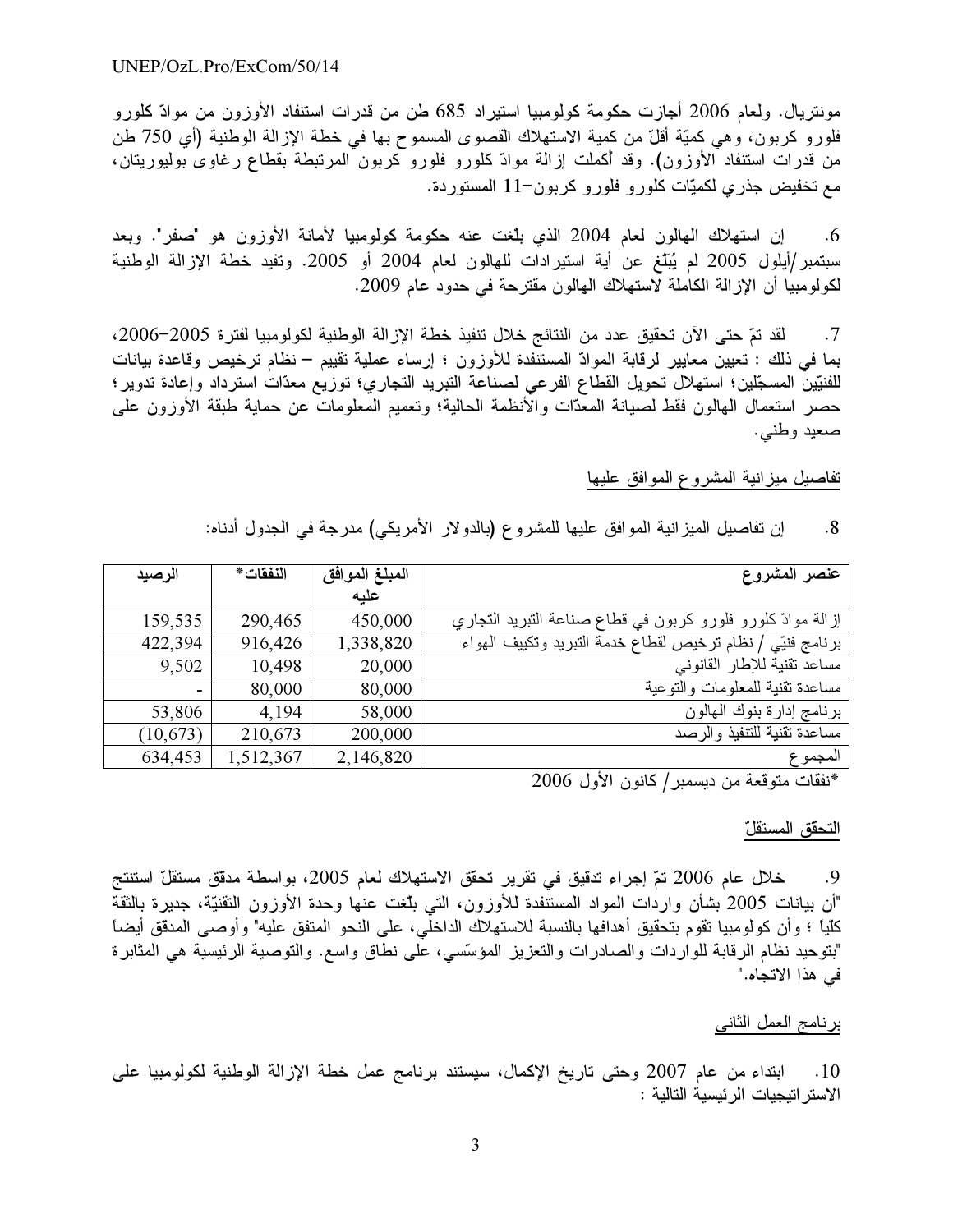مونتريال. ولعام 2006 أجازت حكومة كولومبيا استيراد 685 طن من قدرات استنفاد الأوزون من موادّ كلورو فلورو كربون، وهي كميّة أقلّ من كمية الاستهلاك القصوى المسموح بها في خطة الإزالة الوطنية (أي 750 طن من قدرات استنفاد الأوزون). وقد أكملت إزالة موادّ كلورو فلورو كربون المرتبطة بقطاع رغاوى بوليوريتان، مع تخفيض جذري لكميّات كلورو فلورو كربون-11 المستوردة.

6. إن استهلاك الهالون لعام 2004 الذي بلّغت عنه حكومة كولومبيا لأمانة الأوزون هو "صفر". وبعد سبتمبر/أيلول 2005 لم يُبلّغ عن أية استيرادات للهالون لعام 2004 أو 2005. وتفيد خطة الإزالة الوطنية لكولومبيا أن الإزالة الكاملة لاستهلاك الهالون مقترحة في حدود عام 2009.

7. لقد تمّ حتى الآن تحقيق عدد من النتائج خلال تنفيذ خطة الإزالة الوطنية لكولومبيا لفترة 2005-2006، بما في ذلك : تعيين معايير لرقابة الموادّ المستنفدة للأوزون ؛ إرساء عملية تقييم – نظام ترخيص وقاعدة بيانات للفنيّين المسجّلين؛ استهلال تحويل القطاع الفرعي لصناعة التبريد التجاري؛ توزيع معدّات استرداد وإعادة تدوير؛ حصر استعمال الهالون فقط لصيانة المعدّات والأنظمة الحالية؛ وتعميم المعلومات عن حماية طبقة الأوزون على صعيد وطني.

تفاصيل ميزانية المشروع الموافق عليها

8. إن تفاصيل الميزانية الموافق عليها للمشروع (بالدولار الأمريكي) مدرجة في الجدول أدناه:

| عنصر المشروع | المبلغ الموافق عليه | النفقات* | الرصيد |
|---|---|---|---|
| إزالة موادّ كلورو فلورو كربون في قطاع صناعة التبريد التجاري | 450,000 | 290,465 | 159,535 |
| برنامج فنيّ / نظام ترخيص لقطاع خدمة التبريد وتكييف الهواء | 1,338,820 | 916,426 | 422,394 |
| مساعد تقنية للإطار القانوني | 20,000 | 10,498 | 9,502 |
| مساعدة تقنية للمعلومات والتوعية | 80,000 | 80,000 | - |
| برنامج إدارة بنوك الهالون | 58,000 | 4,194 | 53,806 |
| مساعدة تقنية للتنفيذ والرصد | 200,000 | 210,673 | (10,673) |
| المجموع | 2,146,820 | 1,512,367 | 634,453 |

*نفقات متوقعة من ديسمبر/ كانون الأول 2006

التحقق المستقلّ

9. خلال عام 2006 تمّ إجراء تدقيق في تقرير تحقق الاستهلاك لعام 2005، بواسطة مدقق مستقلّ استنتج "أن بيانات 2005 بشأن واردات المواد المستنفدة للأوزون، التي بلّغت عنها وحدة الأوزون التقنيّة، جديرة بالثقة كليّاً ؛ وأن كولومبيا تقوم بتحقيق أهدافها بالنسبة للاستهلاك الداخلي، على النحو المتفق عليه" وأوصى المدقق أيضاً "بتوحيد نظام الرقابة للواردات والصادرات والتعزيز المؤسّسي، على نطاق واسع. والتوصية الرئيسية هي المثابرة في هذا الاتجاه."

برنامج العمل الثاني

10. ابتداء من عام 2007 وحتى تاريخ الإكمال، سيستند برنامج عمل خطة الإزالة الوطنية لكولومبيا على الاستراتيجيات الرئيسية التالية :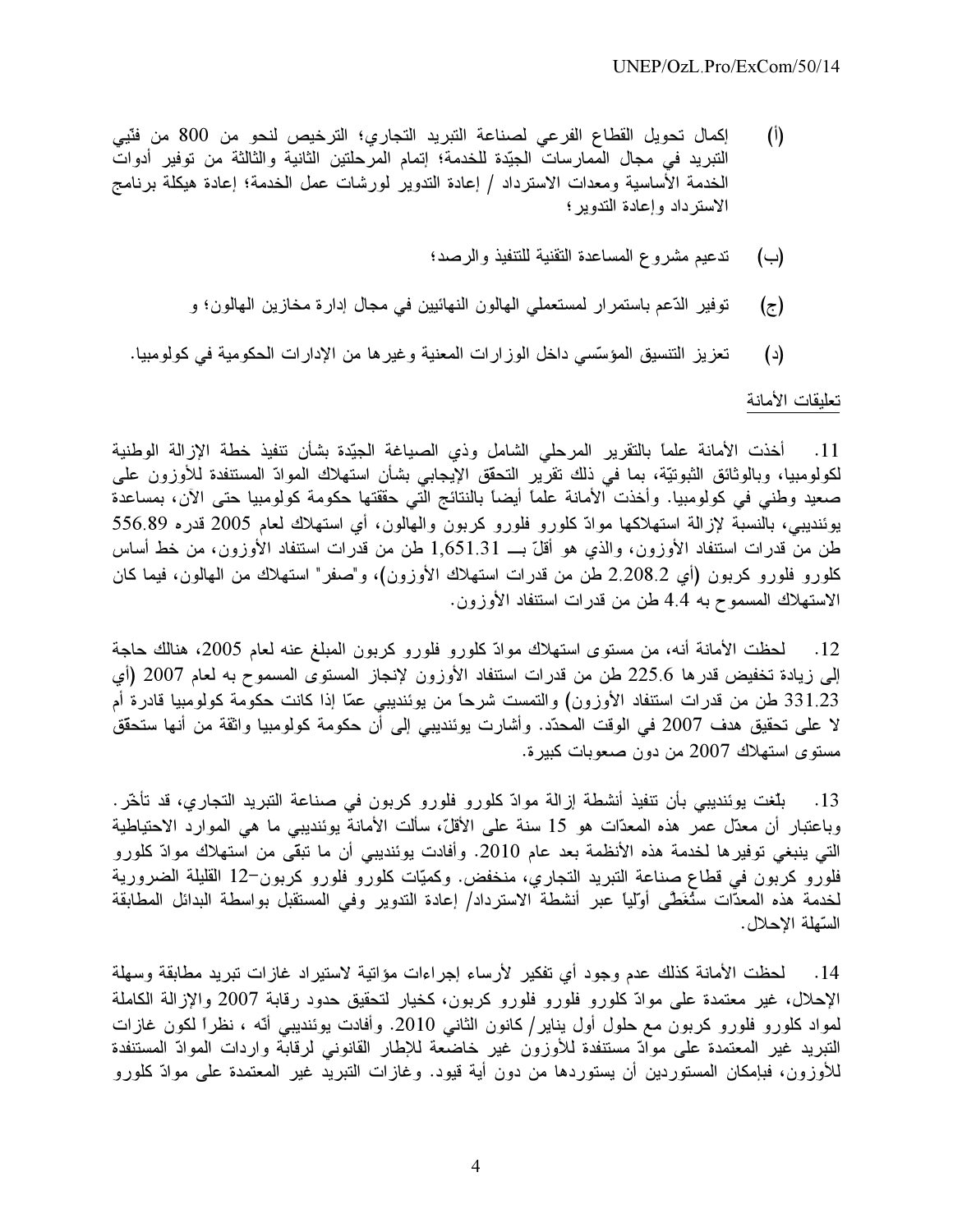(أ) إكمال تحويل القطاع الفرعي لصناعة التبريد التجاري؛ الترخيص لنحو من 800 من فنّيي التبريد في مجال الممارسات الجيّدة للخدمة؛ إتمام المرحلتين الثانية والثالثة من توفير أدوات الخدمة الأساسية ومعدات الاسترداد / إعادة التدوير لورشات عمل الخدمة؛ إعادة هيكلة برنامج الاسترداد وإعادة التدوير؛

(ب) تدعيم مشروع المساعدة التقنية للتنفيذ والرصد؛

(ج) توفير الدّعم باستمرار لمستعملي الهالون النهائيين في مجال إدارة مخازين الهالون؛ و

(د) تعزيز التنسيق المؤسّسي داخل الوزارات المعنية وغيرها من الإدارات الحكومية في كولومبيا.

تعليقات الأمانة

11. أخذت الأمانة علماً بالتقرير المرحلي الشامل وذي الصياغة الجيّدة بشأن تنفيذ خطة الإزالة الوطنية لكولومبيا، وبالوثائق الثبوتيّة، بما في ذلك تقرير التحقق الإيجابي بشأن استهلاك الموادّ المستنفدة للأوزون على صعيد وطني في كولومبيا. وأخذت الأمانة علماً أيضاً بالنتائج التي حققتها حكومة كولومبيا حتى الآن، بمساعدة يوئنديبي، بالنسبة لإزالة استهلاكها موادّ كلورو فلورو كربون والهالون، أي استهلاك لعام 2005 قدره 556.89 طن من قدرات استنفاد الأوزون، والذي هو أقلّ بـــ 1,651.31 طن من قدرات استنفاد الأوزون، من خط أساس كلورو فلورو كربون (أي 2.208.2 طن من قدرات استهلاك الأوزون)، و"صفر" استهلاك من الهالون، فيما كان الاستهلاك المسموح به 4.4 طن من قدرات استنفاد الأوزون.

12. لحظت الأمانة أنه، من مستوى استهلاك موادّ كلورو فلورو كربون المبلغ عنه لعام 2005، هنالك حاجة إلى زيادة تخفيض قدرها 225.6 طن من قدرات استنفاد الأوزون لإنجاز المستوى المسموح به لعام 2007 (أي 331.23 طن من قدرات استنفاد الأوزون) والتمست شرحاً من يوئنديبي عمّا إذا كانت حكومة كولومبيا قادرة أم لا على تحقيق هدف 2007 في الوقت المحدّد. وأشارت يوئنديبي إلى أن حكومة كولومبيا واثقة من أنها ستحقق مستوى استهلاك 2007 من دون صعوبات كبيرة.

13. بلّغت يوئنديبي بأن تنفيذ أنشطة إزالة موادّ كلورو فلورو كربون في صناعة التبريد التجاري، قد تأخّر. وباعتبار أن معدّل عمر هذه المعدّات هو 15 سنة على الأقلّ، سألت الأمانة يوئنديبي ما هي الموارد الاحتياطية التي ينبغي توفيرها لخدمة هذه الأنظمة بعد عام 2010. وأفادت يوئنديبي أن ما تبقّى من استهلاك موادّ كلورو فلورو كربون في قطاع صناعة التبريد التجاري، منخفض. وكميّات كلورو فلورو كربون-12 القليلة الضرورية لخدمة هذه المعدّات ستُغَطّى أوّلياً عبر أنشطة الاسترداد/ إعادة التدوير وفي المستقبل بواسطة البدائل المطابقة السّهلة الإحلال.

14. لحظت الأمانة كذلك عدم وجود أي تفكير لأرساء إجراءات مؤاتية لاستيراد غازات تبريد مطابقة وسهلة الإحلال، غير معتمدة على موادّ كلورو فلورو كربون، كخيار لتحقيق حدود رقابة 2007 والإزالة الكاملة لمواد كلورو فلورو كربون مع حلول أول يناير/ كانون الثاني 2010. وأفادت يوئنديبي أنّه ، نظراً لكون غازات التبريد غير المعتمدة على موادّ مستنفدة للأوزون غير خاضعة للإطار القانوني لرقابة واردات الموادّ المستنفدة للأوزون، فبإمكان المستوردين أن يستوردها من دون أية قيود. وغازات التبريد غير المعتمدة على موادّ كلورو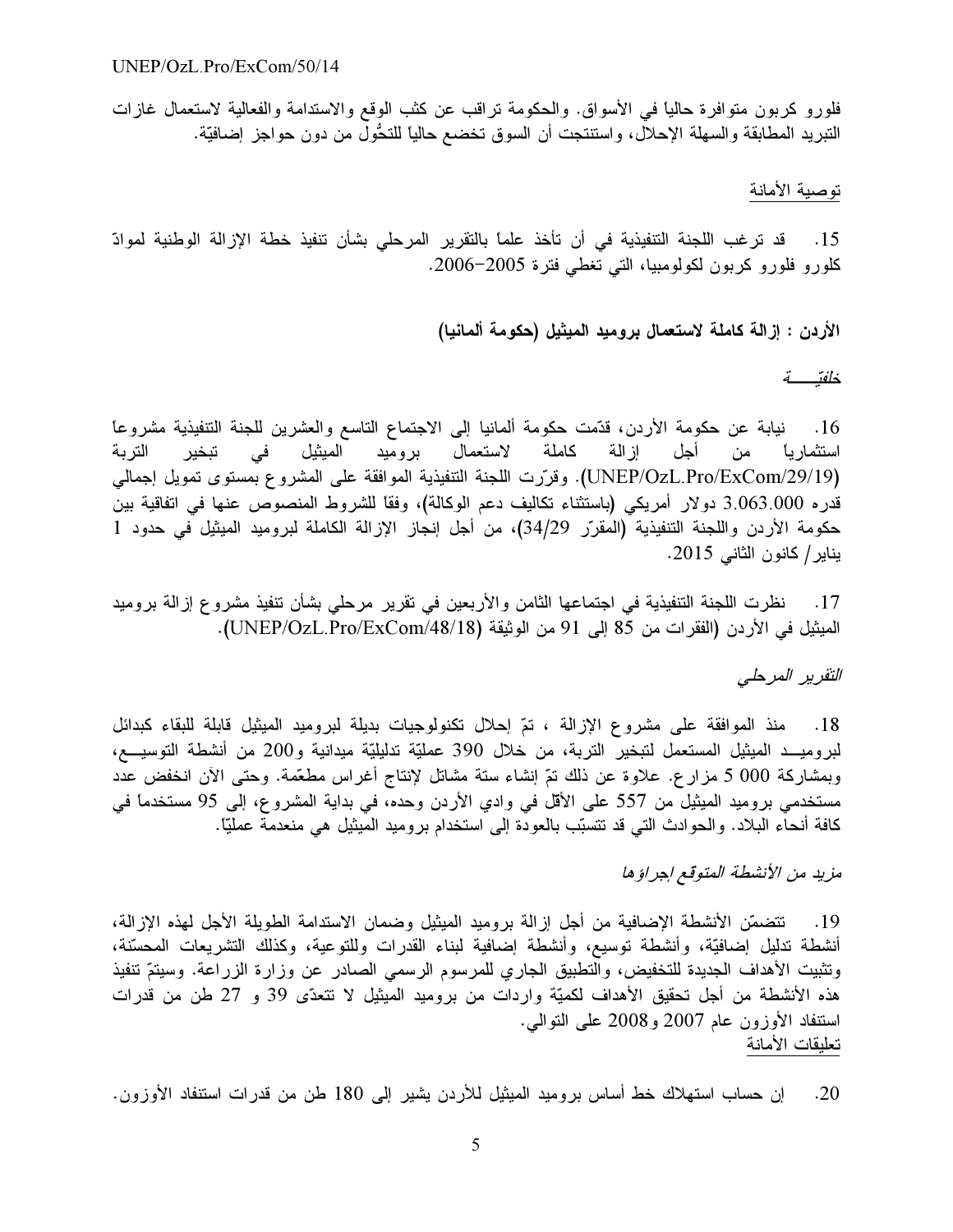فلورو كربون متوافرة حالياً في الأسواق. والحكومة تراقب عن كثب الوقع والاستدامة والفعالية لاستعمال غازات التبريد المطابقة والسهلة الإحلال، واستنتجت أن السوق تخضع حالياً للتحوُّل من دون حواجز إضافيّة.

توصية الأمانة

15. قد ترغب اللجنة التنفيذية في أن تأخذ علماً بالتقرير المرحلي بشأن تنفيذ خطة الإزالة الوطنية لموادّ كلورو فلورو كربون لكولومبيا، التي تغطي فترة 2005–2006.

**الأردن : إزالة كاملة لاستعمال بروميد الميثيل (حكومة ألمانيا)**

*خلفيّـــة*

16. نيابة عن حكومة الأردن، قدّمت حكومة ألمانيا إلى الاجتماع التاسع والعشرين للجنة التنفيذية مشروعاً استثمارياً من أجل إزالة كاملة لاستعمال بروميد الميثيل في تبخير التربة (UNEP/OzL.Pro/ExCom/29/19). وقرّرت اللجنة التنفيذية الموافقة على المشروع بمستوى تمويل إجمالي قدره 3.063.000 دولار أمريكي (باستثناء تكاليف دعم الوكالة)، وفقاً للشروط المنصوص عنها في اتفاقية بين حكومة الأردن واللجنة التنفيذية (المقرّر 34/29)، من أجل إنجاز الإزالة الكاملة لبروميد الميثيل في حدود 1 يناير/ كانون الثاني 2015.

17. نظرت اللجنة التنفيذية في اجتماعها الثامن والأربعين في تقرير مرحلي بشأن تنفيذ مشروع إزالة بروميد الميثيل في الأردن (الفقرات من 85 إلى 91 من الوثيقة (UNEP/OzL.Pro/ExCom/48/18).

*التقرير المرحلي*

18. منذ الموافقة على مشروع الإزالة ، تمّ إحلال تكنولوجيات بديلة لبروميد الميثيل قابلة للبقاء كبدائل لبروميـــد الميثيل المستعمل لتبخير التربة، من خلال 390 عمليّة تدليليّة ميدانية و200 من أنشطة التوسيـــع، وبمشاركة 5 000 مزارع. علاوة عن ذلك تمّ إنشاء ستة مشاتل لإنتاج أغراس مطعّمة. وحتى الآن انخفض عدد مستخدمي بروميد الميثيل من 557 على الأقل في وادي الأردن وحده، في بداية المشروع، إلى 95 مستخدماً في كافة أنحاء البلاد. والحوادث التي قد تتسبّب بالعودة إلى استخدام بروميد الميثيل هي منعدمة عمليّاً.

*مزيد من الأنشطة المتوقع إجراؤها*

19. تتضمّن الأنشطة الإضافية من أجل إزالة بروميد الميثيل وضمان الاستدامة الطويلة الأجل لهذه الإزالة، أنشطة تدليل إضافيّة، وأنشطة توسيع، وأنشطة إضافية لبناء القدرات وللتوعية، وكذلك التشريعات المحسّنة، وتثبيت الأهداف الجديدة للتخفيض، والتطبيق الجاري للمرسوم الرسمي الصادر عن وزارة الزراعة. وسيتمّ تنفيذ هذه الأنشطة من أجل تحقيق الأهداف لكميّة واردات من بروميد الميثيل لا تتعدّى 39 و 27 طن من قدرات استنفاد الأوزون عام 2007 و2008 على التوالي.

تعليقات الأمانة

20. إن حساب استهلاك خط أساس بروميد الميثيل للأردن يشير إلى 180 طن من قدرات استنفاد الأوزون.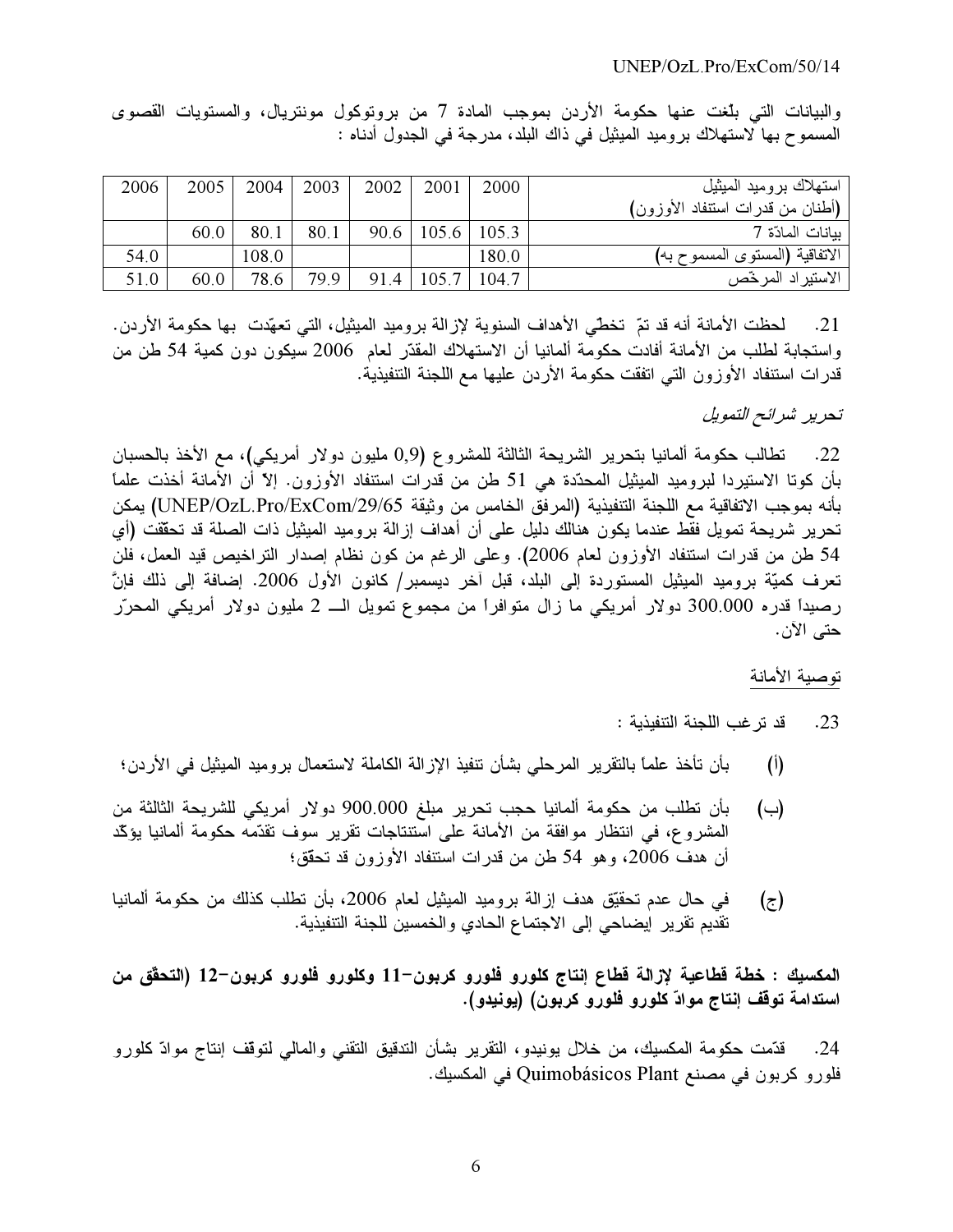والبيانات التي بلّغت عنها حكومة الأردن بموجب المادة 7 من بروتوكول مونتريال، والمستويات القصوى المسموح بها لاستهلاك بروميد الميثيل في ذاك البلد، مدرجة في الجدول أدناه :

| استهلاك بروميد الميثيل (أطنان من قدرات استنفاد الأوزون) | 2000 | 2001 | 2002 | 2003 | 2004 | 2005 | 2006 |
|---|---|---|---|---|---|---|---|
| بيانات المادّة 7 | 105.3 | 105.6 | 90.6 | 80.1 | 80.1 | 60.0 | |
| الاتفاقية (المستوى المسموح به) | 180.0 | | | | 108.0 | | 54.0 |
| الاستيراد المرخّص | 104.7 | 105.7 | 91.4 | 79.9 | 78.6 | 60.0 | 51.0 |

21. لحظت الأمانة أنه قد تمّ تخطّي الأهداف السنوية لإزالة بروميد الميثيل، التي تعهّدت بها حكومة الأردن. واستجابة لطلب من الأمانة أفادت حكومة ألمانيا أن الاستهلاك المقدّر لعام 2006 سيكون دون كمية 54 طن من قدرات استنفاد الأوزون التي اتفقت حكومة الأردن عليها مع اللجنة التنفيذية.

*تحرير شرائح التمويل*

22. تطالب حكومة ألمانيا بتحرير الشريحة الثالثة للمشروع (0,9 مليون دولار أمريكي)، مع الأخذ بالحسبان بأن كوتا الاستيردا لبروميد الميثيل المحدّدة هي 51 طن من قدرات استنفاد الأوزون. إلاّ أن الأمانة أخذت علماً بأنه بموجب الاتفاقية مع اللجنة التنفيذية (المرفق الخامس من وثيقة UNEP/OzL.Pro/ExCom/29/65) يمكن تحرير شريحة تمويل فقط عندما يكون هنالك دليل على أن أهداف إزالة بروميد الميثيل ذات الصلة قد تحققت (أي 54 طن من قدرات استنفاد الأوزون لعام 2006). وعلى الرغم من كون نظام إصدار التراخيص قيد العمل، فلن تعرف كميّة بروميد الميثيل المستوردة إلى البلد، قبل آخر ديسمبر/ كانون الأول 2006. إضافة إلى ذلك فإنَّ رصيداً قدره 300.000 دولار أمريكي ما زال متوافراً من مجموع تمويل الــ 2 مليون دولار أمريكي المحرّر حتى الآن.

توصية الأمانة

23. قد ترغب اللجنة التنفيذية :

(أ) بأن تأخذ علماً بالتقرير المرحلي بشأن تنفيذ الإزالة الكاملة لاستعمال بروميد الميثيل في الأردن؛

(ب) بأن تطلب من حكومة ألمانيا حجب تحرير مبلغ 900.000 دولار أمريكي للشريحة الثالثة من المشروع، في انتظار موافقة من الأمانة على استنتاجات تقرير سوف تقدّمه حكومة ألمانيا يؤكّد أن هدف 2006، وهو 54 طن من قدرات استنفاد الأوزون قد تحقق؛

(ج) في حال عدم تحقيّق هدف إزالة بروميد الميثيل لعام 2006، بأن تطلب كذلك من حكومة ألمانيا تقديم تقرير إيضاحي إلى الاجتماع الحادي والخمسين للجنة التنفيذية.

**المكسيك : خطة قطاعية لإزالة قطاع إنتاج كلورو فلورو كربون-11 وكلورو فلورو كربون-12 (التحقّق من استدامة توقف إنتاج موادّ كلورو فلورو كربون) (يونيدو).**

24. قدّمت حكومة المكسيك، من خلال يونيدو، التقرير بشأن التدقيق التقني والمالي لتوقف إنتاج موادّ كلورو فلورو كربون في مصنع Quimobásicos Plant في المكسيك.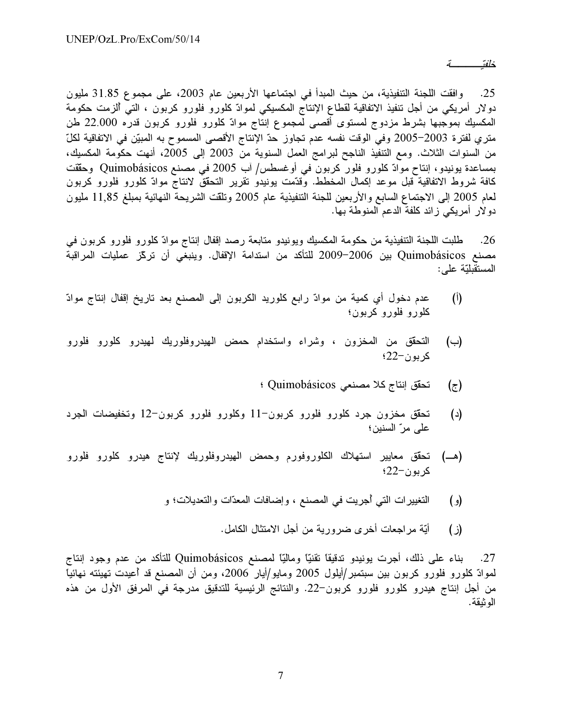*خلفيّـــــــــة*

25. وافقت اللجنة التنفيذية، من حيث المبدأ في اجتماعها الأربعين عام 2003، على مجموع 31.85 مليون دولار أمريكي من أجل تنفيذ الاتفاقية لقطاع الإنتاج المكسيكي لموادّ كلورو فلورو كربون ، التي ألزمت حكومة المكسيك بموجبها بشرط مزدوج لمستوى أقصى لمجموع إنتاج موادّ كلورو فلورو كربون قدره 22.000 طن متري لفترة 2003–2005 وفي الوقت نفسه عدم تجاوز حدّ الإنتاج الأقصى المسموح به المبيّن في الاتفاقية لكلّ من السنوات الثلاث. ومع التنفيذ الناجح لبرامج العمل السنوية من 2003 إلى 2005، أنهت حكومة المكسيك، بمساعدة يونيدو، إنتاج موادّ كلورو فلور كربون في أوغسطس/ آب 2005 في مصنع Quimobásicos وحققت كافة شروط الاتفاقية قبل موعد إكمال المخطط. وقدّمت يونيدو تقرير التحقّق لانتاج موادّ كلورو فلورو كربون لعام 2005 إلى الاجتماع السابع والأربعين للجنة التنفيذية عام 2005 وتلقت الشريحة النهائية بمبلغ 11,85 مليون دولار أمريكي زائد كلفة الدعم المنوطة بها.

26. طلبت اللجنة التنفيذية من حكومة المكسيك ويونيدو متابعة رصد إقفال إنتاج موادّ كلورو فلورو كربون في مصنع Quimobásicos بين 2006–2009 للتأكد من استدامة الإقفال. وينبغي أن تركّز عمليات المراقبة المستقبليّة على:

(أ) عدم دخول أي كمية من موادّ رابع كلوريد الكربون إلى المصنع بعد تاريخ إقفال إنتاج موادّ كلورو فلورو كربون؛

(ب) التحقق من المخزون ، وشراء واستخدام حمض الهيدروفلوريك لهيدرو كلورو فلورو كربون–22؛

(ج) تحقق إنتاج كلا مصنعي Quimobásicos ؛

(د) تحقق مخزون جرد كلورو فلورو كربون–11 وكلورو فلورو كربون–12 وتخفيضات الجرد على مرّ السنين؛

(هـ) تحقق معايير استهلاك الكلوروفورم وحمض الهيدروفلوريك لإنتاج هيدرو كلورو فلورو كربون–22؛

(و) التغييرات التي أجريت في المصنع ، وإضافات المعدّات والتعديلات؛ و

(ز) أيّة مراجعات أخرى ضرورية من أجل الامتثال الكامل.

27. بناء على ذلك، أجرت يونيدو تدقيقاً تقنيّاً وماليّاً لمصنع Quimobásicos للتأكد من عدم وجود إنتاج لموادّ كلورو فلورو كربون بين سبتمبر/أيلول 2005 ومايو/أيار 2006، ومن أن المصنع قد أعيدت تهيئته نهائياً من أجل إنتاج هيدرو كلورو فلورو كربون–22. والنتائج الرئيسية للتدقيق مدرجة في المرفق الأول من هذه الوثيقة.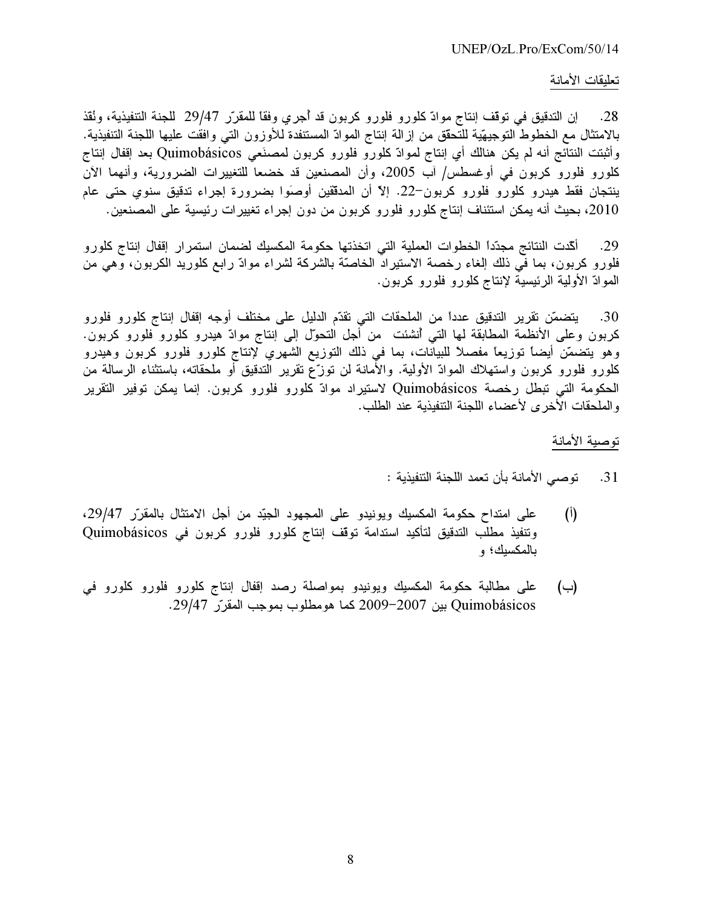تعليقات الأمانة

28. إن التدقيق في توقف إنتاج موادّ كلورو فلورو كربون قد أُجري وفقاً للمقرّر 29/47 للجنة التنفيذية، ونُفّذ بالامتثال مع الخطوط التوجيهيّة للتحقق من إزالة إنتاج الموادّ المستنفدة للأوزون التي وافقت عليها اللجنة التنفيذية. وأثبتت النتائج أنه لم يكن هنالك أي إنتاج لموادّ كلورو فلورو كربون لمصنَعي Quimobásicos بعد إقفال إنتاج كلورو فلورو كربون في أوغسطس/ آب 2005، وأن المصنعين قد خضعا للتغييرات الضرورية، وأنهما الآن ينتجان فقط هيدرو كلورو فلورو كربون-22. إلاّ أن المدقّقين أوصَوا بضرورة إجراء تدقيق سنوي حتى عام 2010، بحيث أنه يمكن استئناف إنتاج كلورو فلورو كربون من دون إجراء تغييرات رئيسية على المصنعين.

29. أكّدت النتائج مجدّداً الخطوات العملية التي اتخذتها حكومة المكسيك لضمان استمرار إقفال إنتاج كلورو فلورو كربون، بما في ذلك إلغاء رخصة الاستيراد الخاصّة بالشركة لشراء موادّ رابع كلوريد الكربون، وهي من الموادّ الأولية الرئيسية لإنتاج كلورو فلورو كربون.

30. يتضمّن تقرير التدقيق عدداً من الملحقات التي تقدّم الدليل على مختلف أوجه إقفال إنتاج كلورو فلورو كربون وعلى الأنظمة المطابقة لها التي أُنشئت من أجل التحوّل إلى إنتاج موادّ هيدرو كلورو فلورو كربون. وهو يتضمّن أيضاً توزيعاً مفصلاً للبيانات، بما في ذلك التوزيع الشهري لإنتاج كلورو فلورو كربون وهيدرو كلورو فلورو كربون واستهلاك الموادّ الأولية. والأمانة لن توزّع تقرير التدقيق أو ملحقاته، باستثناء الرسالة من الحكومة التي تبطل رخصة Quimobásicos لاستيراد موادّ كلورو فلورو كربون. إنما يمكن توفير التقرير والملحقات الأخرى لأعضاء اللجنة التنفيذية عند الطلب.

توصية الأمانة

31. توصي الأمانة بأن تعمد اللجنة التنفيذية :

(أ) على امتداح حكومة المكسيك ويونيدو على المجهود الجيّد من أجل الامتثال بالمقرّر 29/47، وتنفيذ مطلب التدقيق لتأكيد استدامة توقف إنتاج كلورو فلورو كربون في Quimobásicos بالمكسيك؛ و

(ب) على مطالبة حكومة المكسيك ويونيدو بمواصلة رصد إقفال إنتاج كلورو فلورو كلورو في Quimobásicos بين 2007-2009 كما هومطلوب بموجب المقرّر 29/47.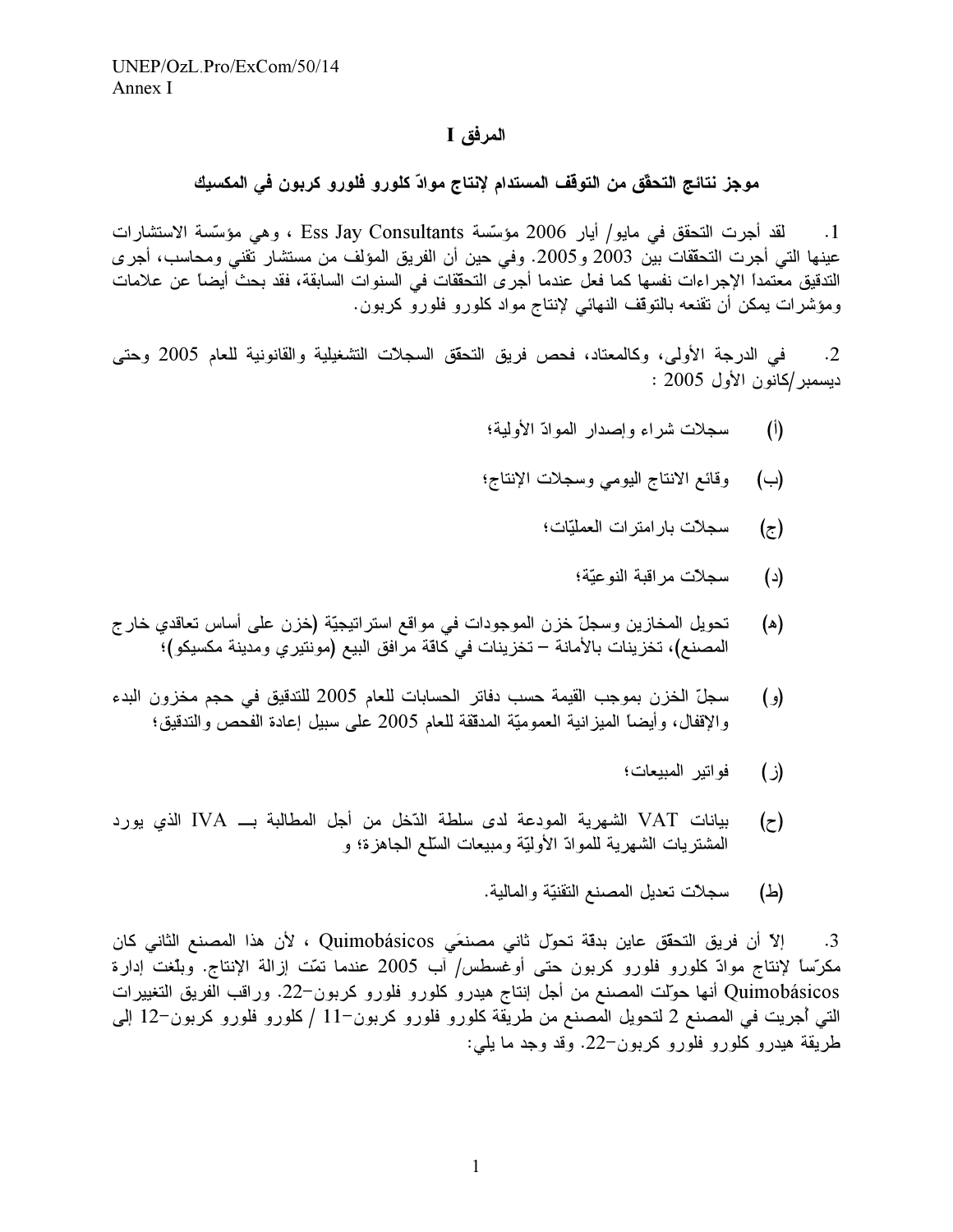# المرفق I

## موجز نتائج التحقّق من التوقف المستدام لإنتاج موادّ كلورو فلورو كربون في المكسيك

1. لقد أجرت التحقق في مايو/ أيار 2006 مؤسّسة Ess Jay Consultants ، وهي مؤسّسة الاستشارات عينها التي أجرت التحقّقات بين 2003 و2005. وفي حين أن الفريق المؤلف من مستشار تقني ومحاسب، أجرى التدقيق معتمداً الإجراءات نفسها كما فعل عندما أجرى التحققات في السنوات السابقة، فقد بحث أيضاً عن علامات ومؤشرات يمكن أن تقنعه بالتوقف النهائي لإنتاج مواد كلورو فلورو كربون.

2. في الدرجة الأولى، وكالمعتاد، فحص فريق التحقق السجلات التشغيلية والقانونية للعام 2005 وحتى ديسمبر/كانون الأول 2005 :

(أ) سجلات شراء وإصدار الموادّ الأولية؛

(ب) وقائع الانتاج اليومي وسجلات الإنتاج؛

(ج) سجلات بارامترات العمليّات؛

(د) سجلات مراقبة النوعيّة؛

(هـ) تحويل المخازين وسجلّ خزن الموجودات في مواقع استراتيجيّة (خزن على أساس تعاقدي خارج المصنع)، تخزينات بالأمانة – تخزينات في كافة مرافق البيع (مونتيري ومدينة مكسيكو)؛

(و) سجلّ الخزن بموجب القيمة حسب دفاتر الحسابات للعام 2005 للتدقيق في حجم مخزون البدء والإقفال، وأيضاً الميزانية العموميّة المدقّقة للعام 2005 على سبيل إعادة الفحص والتدقيق؛

(ز) فواتير المبيعات؛

(ح) بيانات VAT الشهرية المودعة لدى سلطة الدّخل من أجل المطالبة بـــ IVA الذي يورد المشتريات الشهرية للموادّ الأوليّة ومبيعات السّلع الجاهزة؛ و

(ط) سجلات تعديل المصنع التقنيّة والمالية.

3. إلاّ أن فريق التحقّق عاين بدقة تحوّل ثاني مصنعَي Quimobásicos ، لأن هذا المصنع الثاني كان مكرّساً لإنتاج موادّ كلورو فلورو كربون حتى أوغسطس/ آب 2005 عندما تمّت إزالة الإنتاج. وبلّغت إدارة Quimobásicos أنها حوّلت المصنع من أجل إنتاج هيدرو كلورو فلورو كربون-22. وراقب الفريق التغييرات التي أجريت في المصنع 2 لتحويل المصنع من طريقة كلورو فلورو كربون-11 / كلورو فلورو كربون-12 إلى طريقة هيدرو كلورو فلورو كربون-22. وقد وجد ما يلي: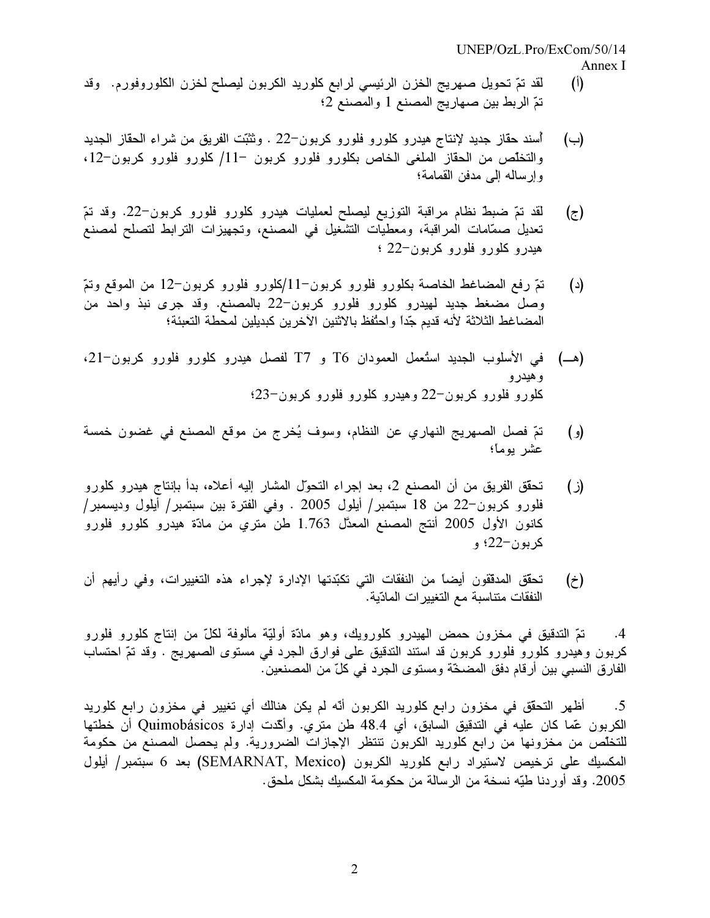(أ) لقد تمّ تحويل صهريج الخزن الرئيسي لرابع كلوريد الكربون ليصلح لخزن الكلوروفورم. وقد تمّ الربط بين صهاريج المصنع 1 والمصنع 2؛

(ب) أُسند حقاز جديد لإنتاج هيدرو كلورو فلورو كربون–22 . وتثبّت الفريق من شراء الحقاز الجديد والتخلّص من الحقاز الملغى الخاص بكلورو فلورو كربون –11/ كلورو فلورو كربون–12، وإرساله إلى مدفن القمامة؛

(ج) لقد تمّ ضبطُ نظام مراقبة التوزيع ليصلح لعمليات هيدرو كلورو فلورو كربون–22. وقد تمّ تعديل صمّامات المراقبة، ومعطيات التشغيل في المصنع، وتجهيزات الترابط لتصلح لمصنع هيدرو كلورو فلورو كربون–22 ؛

(د) تمّ رفع المضاغط الخاصة بكلورو فلورو كربون–11/كلورو فلورو كربون–12 من الموقع وتمّ وصل مضغط جديد لهيدرو كلورو فلورو كربون–22 بالمصنع. وقد جرى نبذ واحد من المضاغط الثلاثة لأنه قديم جدّاً واحتُفظ بالاثنين الآخرين كبديلين لمحطة التعبئة؛

(هـ) في الأسلوب الجديد استُعمل العمودان T6 و T7 لفصل هيدرو كلورو فلورو كربون–21، وهيدرو كلورو فلورو كربون–22 وهيدرو كلورو فلورو كربون–23؛

(و) تمّ فصل الصهريج النهاري عن النظام، وسوف يُخرج من موقع المصنع في غضون خمسة عشر يوماً؛

(ز) تحقّق الفريق من أن المصنع 2، بعد إجراء التحوّل المشار إليه أعلاه، بدأ بإنتاج هيدرو كلورو فلورو كربون–22 من 18 سبتمبر/ أيلول 2005 . وفي الفترة بين سبتمبر/ أيلول وديسمبر/ كانون الأول 2005 أنتج المصنع المعدّل 1.763 طن متري من مادّة هيدرو كلورو فلورو كربون–22؛ و

(خ) تحقّق المدققون أيضاً من النفقات التي تكبّدتها الإدارة لإجراء هذه التغييرات، وفي رأيهم أن النفقات متناسبة مع التغييرات الماديّة.

4. تمّ التدقيق في مخزون حمض الهيدرو كلورويك، وهو مادّة أوليّة مألوفة لكلّ من إنتاج كلورو فلورو كربون وهيدرو كلورو فلورو كربون قد استند التدقيق على فوارق الجرد في مستوى الصهريج . وقد تمّ احتساب الفارق النسبي بين أرقام دفق المضخّة ومستوى الجرد في كلّ من المصنعين.

5. أظهر التحقّق في مخزون رابع كلوريد الكربون أنّه لم يكن هنالك أي تغيير في مخزون رابع كلوريد الكربون عمّا كان عليه في التدقيق السابق، أي 48.4 طن متري. وأكّدت إدارة Quimobásicos أن خطتها للتخلّص من مخزونها من رابع كلوريد الكربون تنتظر الإجازات الضرورية. ولم يحصل المصنع من حكومة المكسيك على ترخيص لاستيراد رابع كلوريد الكربون (SEMARNAT, Mexico) بعد 6 سبتمبر/ أيلول 2005. وقد أوردنا طيّه نسخة من الرسالة من حكومة المكسيك بشكل ملحق.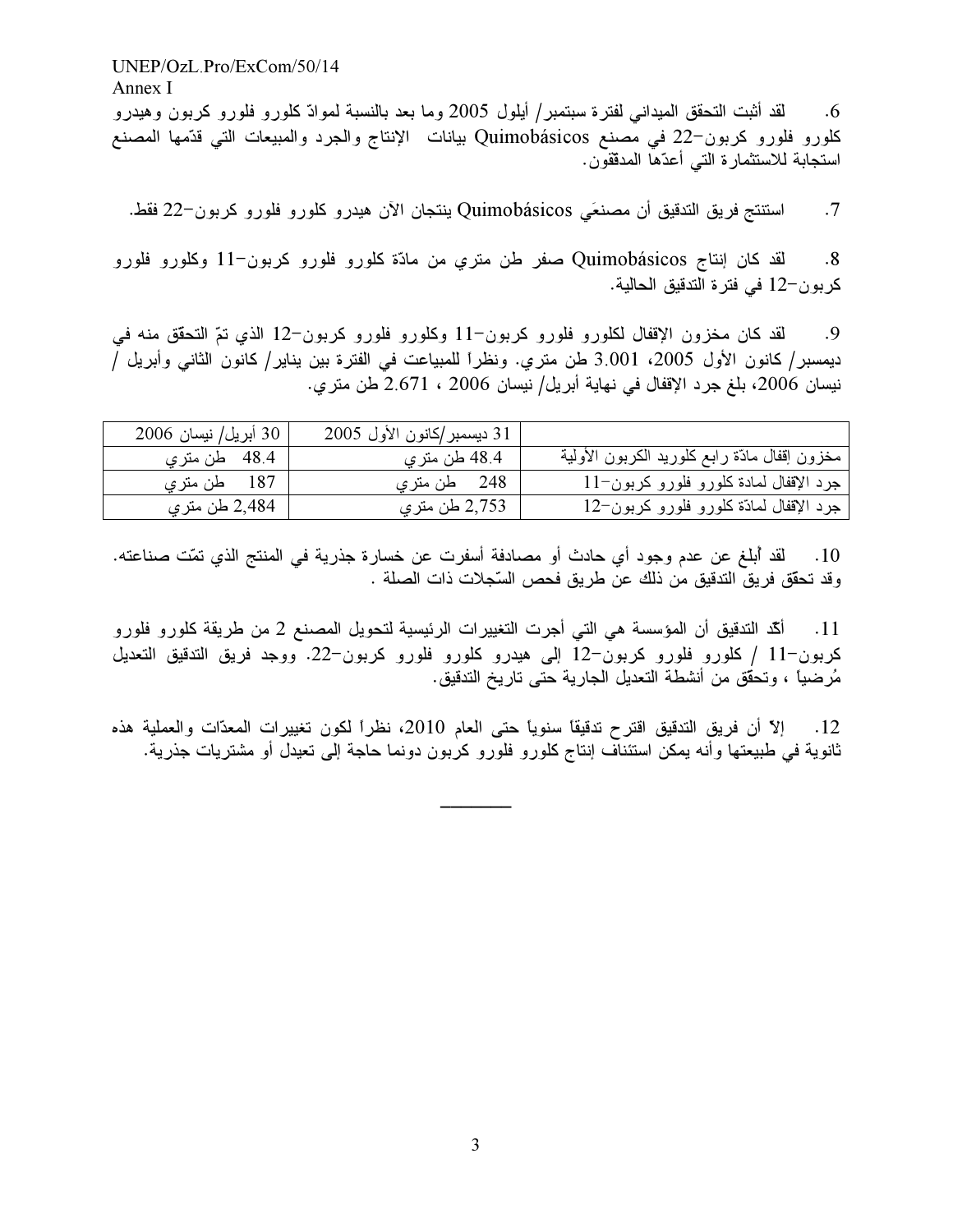6. لقد أثبت التحقق الميداني لفترة سبتمبر/ أيلول 2005 وما بعد بالنسبة لموادّ كلورو فلورو كربون وهيدرو كلورو فلورو كربون−22 في مصنع Quimobásicos بيانات الإنتاج والجرد والمبيعات التي قدّمها المصنع استجابة للاستثمارة التي أعدّها المدققون.

7. استنتج فريق التدقيق أن مصنعَي Quimobásicos ينتجان الآن هيدرو كلورو فلورو كربون−22 فقط.

8. لقد كان إنتاج Quimobásicos صفر طن متري من مادّة كلورو فلورو كربون−11 وكلورو فلورو كربون−12 في فترة التدقيق الحالية.

9. لقد كان مخزون الإقفال لكلورو فلورو كربون−11 وكلورو فلورو كربون−12 الذي تمّ التحقّق منه في ديسمبر/ كانون الأول 2005، 3.001 طن متري. ونظراً للمبيعات في الفترة بين يناير/ كانون الثاني وأبريل / نيسان 2006، بلغ جرد الإقفال في نهاية أبريل/ نيسان 2006 ، 2.671 طن متري.

| | 31 ديسمبر/كانون الأول 2005 | 30 أبريل/ نيسان 2006 |
|---|---|---|
| مخزون إقفال مادّة رابع كلوريد الكربون الأولية | 48.4 طن متري | 48.4 طن متري |
| جرد الإقفال لمادة كلورو فلورو كربون−11 | 248 طن متري | 187 طن متري |
| جرد الإقفال لمادة كلورو فلورو كربون−12 | 2,753 طن متري | 2,484 طن متري |

10. لقد أُبلغ عن عدم وجود أي حادث أو مصادفة أسفرت عن خسارة جذرية في المنتج الذي تمّت صناعته. وقد تحقّق فريق التدقيق من ذلك عن طريق فحص السّجلات ذات الصلة .

11. أكّد التدقيق أن المؤسسة هي التي أجرت التغييرات الرئيسية لتحويل المصنع 2 من طريقة كلورو فلورو كربون−11 / كلورو فلورو كربون−12 إلى هيدرو كلورو فلورو كربون−22. ووجد فريق التدقيق التعديل مُرضياً ، وتحقّق من أنشطة التعديل الجارية حتى تاريخ التدقيق.

12. إلاّ أن فريق التدقيق اقترح تدقيقاً سنوياً حتى العام 2010، نظراً لكون تغييرات المعدّات والعملية هذه ثانوية في طبيعتها وأنه يمكن استئناف إنتاج كلورو فلورو كربون دونما حاجة إلى تعديل أو مشتريات جذرية.

———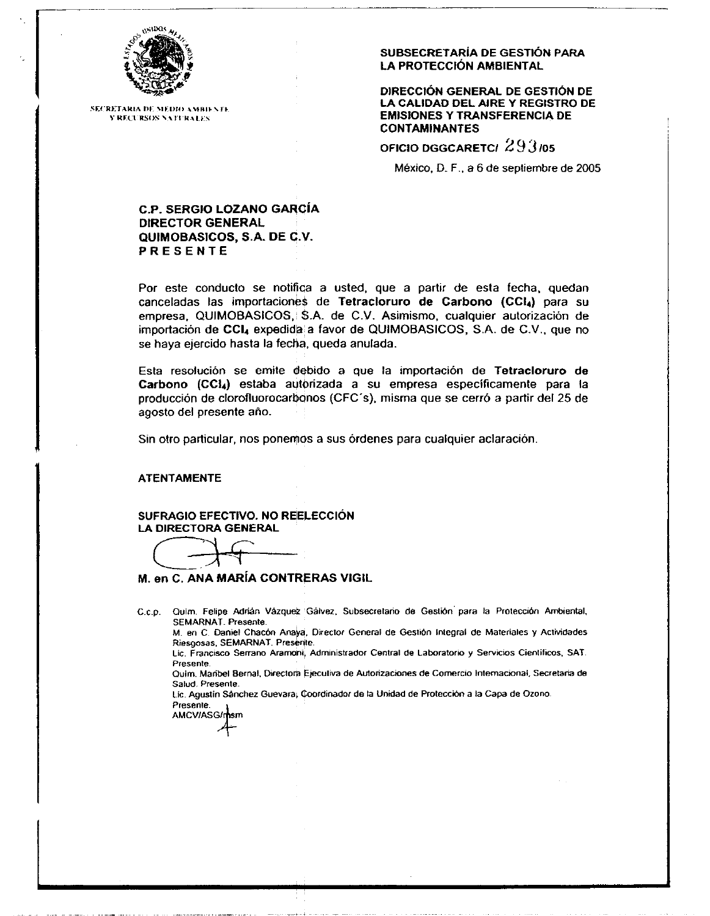SECRETARIA DE MEDIO AMBIENTE Y RECURSOS NATURALES

**SUBSECRETARÍA DE GESTIÓN PARA LA PROTECCIÓN AMBIENTAL**

**DIRECCIÓN GENERAL DE GESTIÓN DE LA CALIDAD DEL AIRE Y REGISTRO DE EMISIONES Y TRANSFERENCIA DE CONTAMINANTES**

**OFICIO DGGCARETC/ 293/05**

México, D. F., a 6 de septiembre de 2005

**C.P. SERGIO LOZANO GARCÍA**
**DIRECTOR GENERAL**
**QUIMOBASICOS, S.A. DE C.V.**
**PRESENTE**

Por este conducto se notifica a usted, que a partir de esta fecha, quedan canceladas las importaciones de **Tetracloruro de Carbono ($CCl_4$)** para su empresa, QUIMOBASICOS, S.A. de C.V. Asimismo, cualquier autorización de importación de **$CCl_4$** expedida a favor de QUIMOBASICOS, S.A. de C.V., que no se haya ejercido hasta la fecha, queda anulada.

Esta resolución se emite debido a que la importación de **Tetracloruro de Carbono ($CCl_4$)** estaba autorizada a su empresa específicamente para la producción de clorofluorocarbonos (CFC´s), misma que se cerró a partir del 25 de agosto del presente año.

Sin otro particular, nos ponemos a sus órdenes para cualquier aclaración.

**ATENTAMENTE**

**SUFRAGIO EFECTIVO. NO REELECCIÓN**
**LA DIRECTORA GENERAL**

**M. en C. ANA MARÍA CONTRERAS VIGIL**

C.c.p. Quím. Felipe Adrián Vázquez Gálvez, Subsecretario de Gestión para la Protección Ambiental, SEMARNAT. Presente.
M. en C. Daniel Chacón Anaya, Director General de Gestión Integral de Materiales y Actividades Riesgosas, SEMARNAT. Presente.
Lic. Francisco Serrano Aramoni, Administrador Central de Laboratorio y Servicios Científicos, SAT. Presente.
Quím. Maribel Bernal, Directora Ejecutiva de Autorizaciones de Comercio Internacional, Secretaría de Salud. Presente.
Lic. Agustín Sánchez Guevara, Coordinador de la Unidad de Protección a la Capa de Ozono. Presente.
AMCV/ASG/msm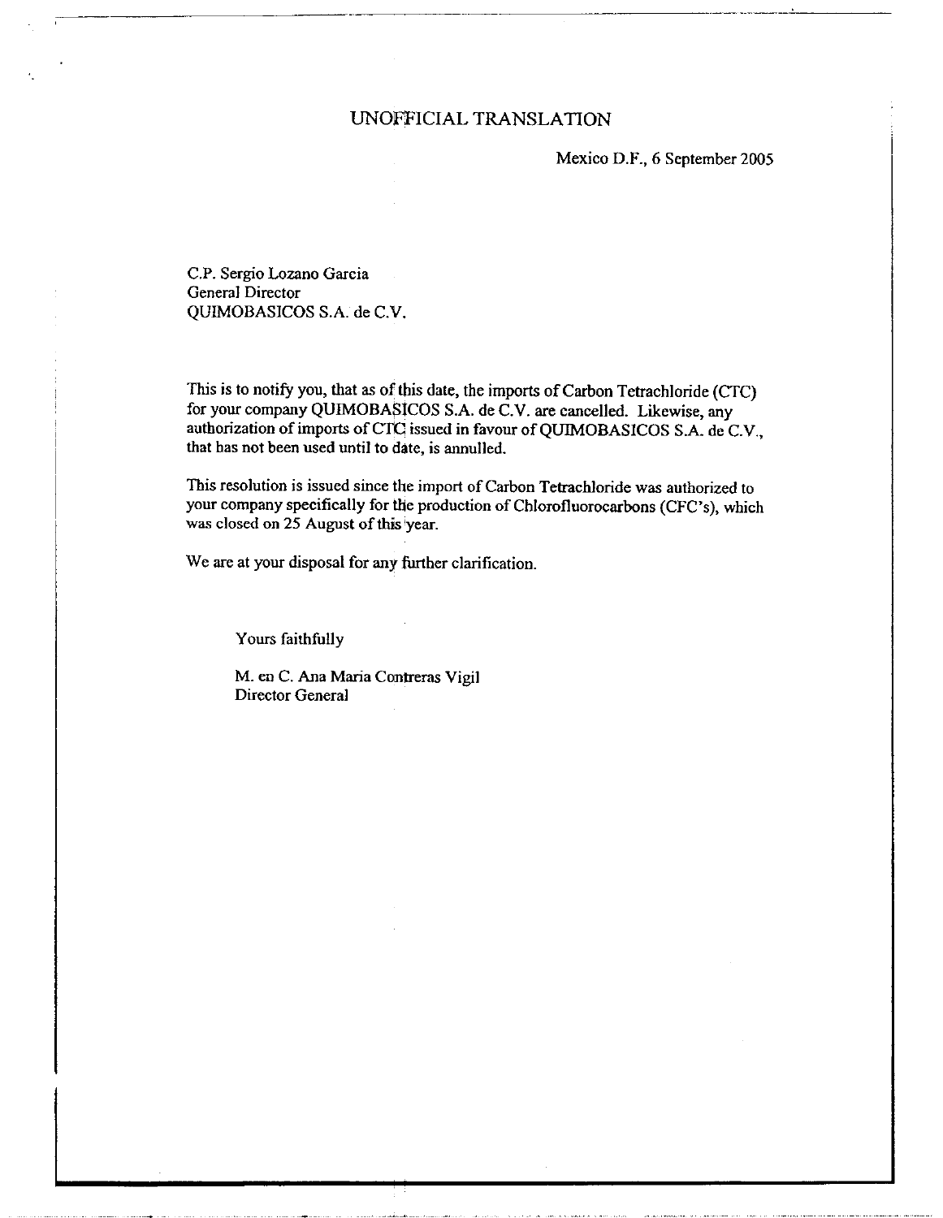UNOFFICIAL TRANSLATION

Mexico D.F., 6 September 2005

C.P. Sergio Lozano Garcia
General Director
QUIMOBASICOS S.A. de C.V.

This is to notify you, that as of this date, the imports of Carbon Tetrachloride (CTC) for your company QUIMOBASICOS S.A. de C.V. are cancelled. Likewise, any authorization of imports of CTC issued in favour of QUIMOBASICOS S.A. de C.V., that has not been used until to date, is annulled.

This resolution is issued since the import of Carbon Tetrachloride was authorized to your company specifically for the production of Chlorofluorocarbons (CFC's), which was closed on 25 August of this year.

We are at your disposal for any further clarification.

Yours faithfully

M. en C. Ana Maria Contreras Vigil
Director General